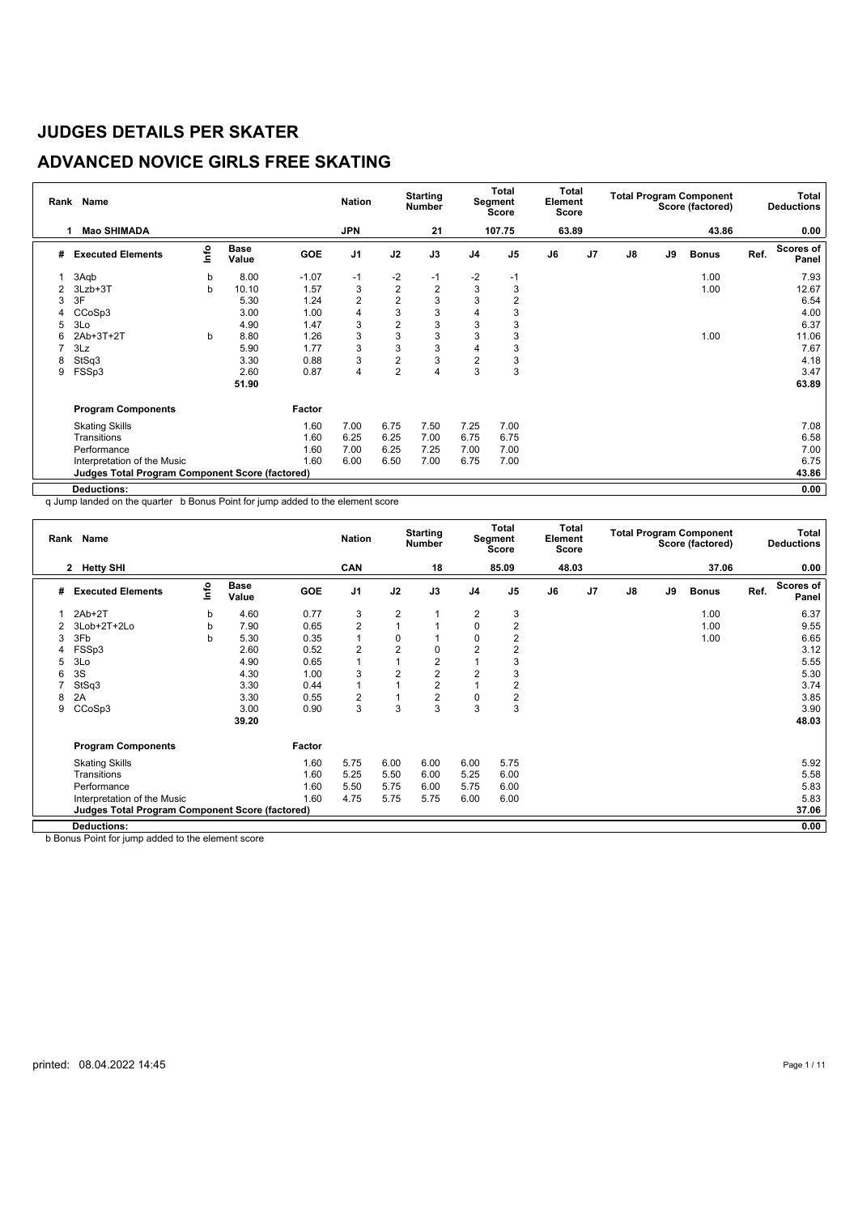# JUDGES DETAILS PER SKATER

## ADVANCED NOVICE GIRLS FREE SKATING

| Rank | Name | Nation | Starting Number | Total Segment Score | Total Element Score | Total Program Component Score (factored) | Total Deductions |
|---|---|---|---|---|---|---|---|
| 1 | Mao SHIMADA | JPN | 21 | 107.75 | 63.89 | 43.86 | 0.00 |

| # | Executed Elements | Info | Base Value | GOE | J1 | J2 | J3 | J4 | J5 | J6 | J7 | J8 | J9 | Bonus | Ref. | Scores of Panel |
|---|---|---|---|---|---|---|---|---|---|---|---|---|---|---|---|---|
| 1 | 3Aqb | b | 8.00 | -1.07 | -1 | -2 | -1 | -2 | -1 | | | | | 1.00 | | 7.93 |
| 2 | 3Lzb+3T | b | 10.10 | 1.57 | 3 | 2 | 2 | 3 | 3 | | | | | 1.00 | | 12.67 |
| 3 | 3F | | 5.30 | 1.24 | 2 | 2 | 3 | 3 | 2 | | | | | | | 6.54 |
| 4 | CCoSp3 | | 3.00 | 1.00 | 4 | 3 | 3 | 4 | 3 | | | | | | | 4.00 |
| 5 | 3Lo | | 4.90 | 1.47 | 3 | 2 | 3 | 3 | 3 | | | | | | | 6.37 |
| 6 | 2Ab+3T+2T | b | 8.80 | 1.26 | 3 | 3 | 3 | 3 | 3 | | | | | 1.00 | | 11.06 |
| 7 | 3Lz | | 5.90 | 1.77 | 3 | 3 | 3 | 4 | 3 | | | | | | | 7.67 |
| 8 | StSq3 | | 3.30 | 0.88 | 3 | 2 | 3 | 2 | 3 | | | | | | | 4.18 |
| 9 | FSSp3 | | 2.60 | 0.87 | 4 | 2 | 4 | 3 | 3 | | | | | | | 3.47 |
| | | | 51.90 | | | | | | | | | | | | | 63.89 |

| Program Components | Factor | J1 | J2 | J3 | J4 | J5 | J6 | J7 | J8 | J9 | | Scores of Panel |
|---|---|---|---|---|---|---|---|---|---|---|---|---|
| Skating Skills | 1.60 | 7.00 | 6.75 | 7.50 | 7.25 | 7.00 | | | | | | 7.08 |
| Transitions | 1.60 | 6.25 | 6.25 | 7.00 | 6.75 | 6.75 | | | | | | 6.58 |
| Performance | 1.60 | 7.00 | 6.25 | 7.25 | 7.00 | 7.00 | | | | | | 7.00 |
| Interpretation of the Music | 1.60 | 6.00 | 6.50 | 7.00 | 6.75 | 7.00 | | | | | | 6.75 |
| **Judges Total Program Component Score (factored)** | | | | | | | | | | | | 43.86 |
| **Deductions:** | | | | | | | | | | | | 0.00 |

q Jump landed on the quarter b Bonus Point for jump added to the element score

| Rank | Name | Nation | Starting Number | Total Segment Score | Total Element Score | Total Program Component Score (factored) | Total Deductions |
|---|---|---|---|---|---|---|---|
| 2 | Hetty SHI | CAN | 18 | 85.09 | 48.03 | 37.06 | 0.00 |

| # | Executed Elements | Info | Base Value | GOE | J1 | J2 | J3 | J4 | J5 | J6 | J7 | J8 | J9 | Bonus | Ref. | Scores of Panel |
|---|---|---|---|---|---|---|---|---|---|---|---|---|---|---|---|---|
| 1 | 2Ab+2T | b | 4.60 | 0.77 | 3 | 2 | 1 | 2 | 3 | | | | | 1.00 | | 6.37 |
| 2 | 3Lob+2T+2Lo | b | 7.90 | 0.65 | 2 | 1 | 1 | 0 | 2 | | | | | 1.00 | | 9.55 |
| 3 | 3Fb | b | 5.30 | 0.35 | 1 | 0 | 1 | 0 | 2 | | | | | 1.00 | | 6.65 |
| 4 | FSSp3 | | 2.60 | 0.52 | 2 | 2 | 0 | 2 | 2 | | | | | | | 3.12 |
| 5 | 3Lo | | 4.90 | 0.65 | 1 | 1 | 2 | 1 | 3 | | | | | | | 5.55 |
| 6 | 3S | | 4.30 | 1.00 | 3 | 2 | 2 | 2 | 3 | | | | | | | 5.30 |
| 7 | StSq3 | | 3.30 | 0.44 | 1 | 1 | 2 | 1 | 2 | | | | | | | 3.74 |
| 8 | 2A | | 3.30 | 0.55 | 2 | 1 | 2 | 0 | 2 | | | | | | | 3.85 |
| 9 | CCoSp3 | | 3.00 | 0.90 | 3 | 3 | 3 | 3 | 3 | | | | | | | 3.90 |
| | | | 39.20 | | | | | | | | | | | | | 48.03 |

| Program Components | Factor | J1 | J2 | J3 | J4 | J5 | J6 | J7 | J8 | J9 | | Scores of Panel |
|---|---|---|---|---|---|---|---|---|---|---|---|---|
| Skating Skills | 1.60 | 5.75 | 6.00 | 6.00 | 6.00 | 5.75 | | | | | | 5.92 |
| Transitions | 1.60 | 5.25 | 5.50 | 6.00 | 5.25 | 6.00 | | | | | | 5.58 |
| Performance | 1.60 | 5.50 | 5.75 | 6.00 | 5.75 | 6.00 | | | | | | 5.83 |
| Interpretation of the Music | 1.60 | 4.75 | 5.75 | 5.75 | 6.00 | 6.00 | | | | | | 5.83 |
| **Judges Total Program Component Score (factored)** | | | | | | | | | | | | 37.06 |
| **Deductions:** | | | | | | | | | | | | 0.00 |

b Bonus Point for jump added to the element score

printed: 08.04.2022 14:45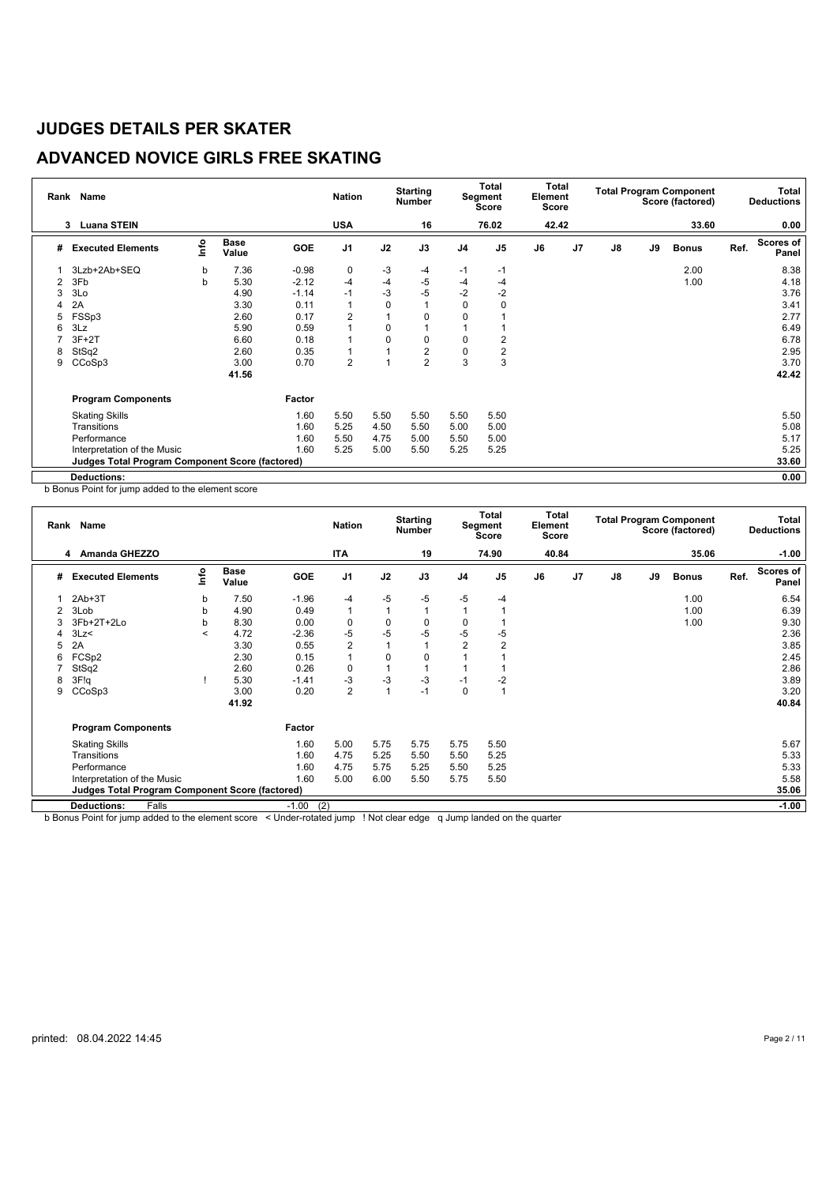# JUDGES DETAILS PER SKATER

## ADVANCED NOVICE GIRLS FREE SKATING

| Rank | Name | Nation | Starting Number | Total Segment Score | Total Element Score | Total Program Component Score (factored) | Total Deductions |
|---|---|---|---|---|---|---|---|
| 3 | Luana STEIN | USA | 16 | 76.02 | 42.42 | 33.60 | 0.00 |

| # | Executed Elements | Info | Base Value | GOE | J1 | J2 | J3 | J4 | J5 | J6 | J7 | J8 | J9 | Bonus | Ref. | Scores of Panel |
|---|---|---|---|---|---|---|---|---|---|---|---|---|---|---|---|---|
| 1 | 3Lzb+2Ab+SEQ | b | 7.36 | -0.98 | 0 | -3 | -4 | -1 | -1 | | | | | 2.00 | | 8.38 |
| 2 | 3Fb | b | 5.30 | -2.12 | -4 | -4 | -5 | -4 | -4 | | | | | 1.00 | | 4.18 |
| 3 | 3Lo | | 4.90 | -1.14 | -1 | -3 | -5 | -2 | -2 | | | | | | | 3.76 |
| 4 | 2A | | 3.30 | 0.11 | 1 | 0 | 1 | 0 | 0 | | | | | | | 3.41 |
| 5 | FSSp3 | | 2.60 | 0.17 | 2 | 1 | 0 | 0 | 1 | | | | | | | 2.77 |
| 6 | 3Lz | | 5.90 | 0.59 | 1 | 0 | 1 | 1 | 1 | | | | | | | 6.49 |
| 7 | 3F+2T | | 6.60 | 0.18 | 1 | 0 | 0 | 0 | 2 | | | | | | | 6.78 |
| 8 | StSq2 | | 2.60 | 0.35 | 1 | 1 | 2 | 0 | 2 | | | | | | | 2.95 |
| 9 | CCoSp3 | | 3.00 | 0.70 | 2 | 1 | 2 | 3 | 3 | | | | | | | 3.70 |
| | | | 41.56 | | | | | | | | | | | | | 42.42 |

| Program Components | Factor | J1 | J2 | J3 | J4 | J5 | J6 | J7 | J8 | J9 | Scores of Panel |
|---|---|---|---|---|---|---|---|---|---|---|---|
| Skating Skills | 1.60 | 5.50 | 5.50 | 5.50 | 5.50 | 5.50 | | | | | 5.50 |
| Transitions | 1.60 | 5.25 | 4.50 | 5.50 | 5.00 | 5.00 | | | | | 5.08 |
| Performance | 1.60 | 5.50 | 4.75 | 5.00 | 5.50 | 5.00 | | | | | 5.17 |
| Interpretation of the Music | 1.60 | 5.25 | 5.00 | 5.50 | 5.25 | 5.25 | | | | | 5.25 |
| **Judges Total Program Component Score (factored)** | | | | | | | | | | | 33.60 |
| **Deductions:** | | | | | | | | | | | 0.00 |

b Bonus Point for jump added to the element score

| Rank | Name | Nation | Starting Number | Total Segment Score | Total Element Score | Total Program Component Score (factored) | Total Deductions |
|---|---|---|---|---|---|---|---|
| 4 | Amanda GHEZZO | ITA | 19 | 74.90 | 40.84 | 35.06 | -1.00 |

| # | Executed Elements | Info | Base Value | GOE | J1 | J2 | J3 | J4 | J5 | J6 | J7 | J8 | J9 | Bonus | Ref. | Scores of Panel |
|---|---|---|---|---|---|---|---|---|---|---|---|---|---|---|---|---|
| 1 | 2Ab+3T | b | 7.50 | -1.96 | -4 | -5 | -5 | -5 | -4 | | | | | 1.00 | | 6.54 |
| 2 | 3Lob | b | 4.90 | 0.49 | 1 | 1 | 1 | 1 | 1 | | | | | 1.00 | | 6.39 |
| 3 | 3Fb+2T+2Lo | b | 8.30 | 0.00 | 0 | 0 | 0 | 0 | 1 | | | | | 1.00 | | 9.30 |
| 4 | 3Lz< | < | 4.72 | -2.36 | -5 | -5 | -5 | -5 | -5 | | | | | | | 2.36 |
| 5 | 2A | | 3.30 | 0.55 | 2 | 1 | 1 | 2 | 2 | | | | | | | 3.85 |
| 6 | FCSp2 | | 2.30 | 0.15 | 1 | 0 | 0 | 1 | 1 | | | | | | | 2.45 |
| 7 | StSq2 | | 2.60 | 0.26 | 0 | 1 | 1 | 1 | 1 | | | | | | | 2.86 |
| 8 | 3F!q | ! | 5.30 | -1.41 | -3 | -3 | -3 | -1 | -2 | | | | | | | 3.89 |
| 9 | CCoSp3 | | 3.00 | 0.20 | 2 | 1 | -1 | 0 | 1 | | | | | | | 3.20 |
| | | | 41.92 | | | | | | | | | | | | | 40.84 |

| Program Components | Factor | J1 | J2 | J3 | J4 | J5 | J6 | J7 | J8 | J9 | Scores of Panel |
|---|---|---|---|---|---|---|---|---|---|---|---|
| Skating Skills | 1.60 | 5.00 | 5.75 | 5.75 | 5.75 | 5.50 | | | | | 5.67 |
| Transitions | 1.60 | 4.75 | 5.25 | 5.50 | 5.50 | 5.25 | | | | | 5.33 |
| Performance | 1.60 | 4.75 | 5.75 | 5.25 | 5.50 | 5.25 | | | | | 5.33 |
| Interpretation of the Music | 1.60 | 5.00 | 6.00 | 5.50 | 5.75 | 5.50 | | | | | 5.58 |
| **Judges Total Program Component Score (factored)** | | | | | | | | | | | 35.06 |
| **Deductions:** Falls | -1.00 (2) | | | | | | | | | | -1.00 |

b Bonus Point for jump added to the element score < Under-rotated jump ! Not clear edge q Jump landed on the quarter

printed: 08.04.2022 14:45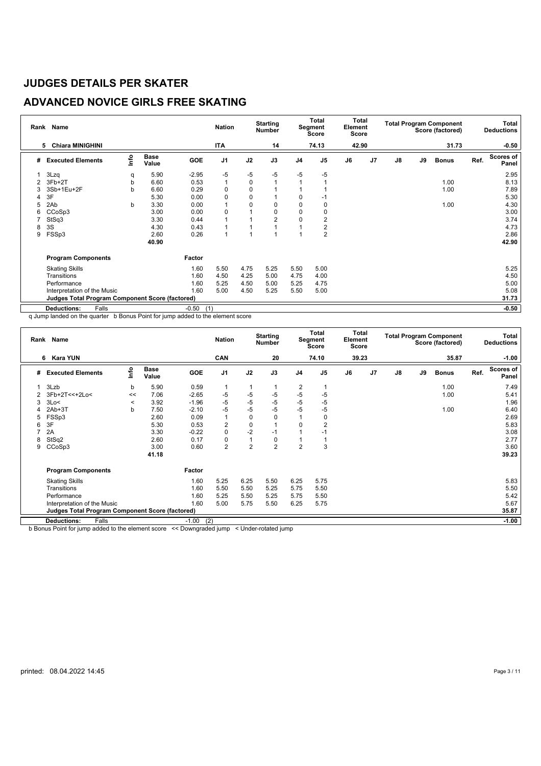# JUDGES DETAILS PER SKATER

## ADVANCED NOVICE GIRLS FREE SKATING

| Rank | Name | Nation | Starting Number | Total Segment Score | Total Element Score | Total Program Component Score (factored) | Total Deductions |
|---|---|---|---|---|---|---|---|
| 5 | Chiara MINIGHINI | ITA | 14 | 74.13 | 42.90 | 31.73 | -0.50 |

| # | Executed Elements | Info | Base Value | GOE | J1 | J2 | J3 | J4 | J5 | J6 | J7 | J8 | J9 | Bonus | Ref. | Scores of Panel |
|---|---|---|---|---|---|---|---|---|---|---|---|---|---|---|---|---|
| 1 | 3Lzq | q | 5.90 | -2.95 | -5 | -5 | -5 | -5 | -5 | | | | | | | 2.95 |
| 2 | 3Fb+2T | b | 6.60 | 0.53 | 1 | 0 | 1 | 1 | 1 | | | | | 1.00 | | 8.13 |
| 3 | 3Sb+1Eu+2F | b | 6.60 | 0.29 | 0 | 0 | 1 | 1 | 1 | | | | | 1.00 | | 7.89 |
| 4 | 3F | | 5.30 | 0.00 | 0 | 0 | 1 | 0 | -1 | | | | | | | 5.30 |
| 5 | 2Ab | b | 3.30 | 0.00 | 1 | 0 | 0 | 0 | 0 | | | | | 1.00 | | 4.30 |
| 6 | CCoSp3 | | 3.00 | 0.00 | 0 | 1 | 0 | 0 | 0 | | | | | | | 3.00 |
| 7 | StSq3 | | 3.30 | 0.44 | 1 | 1 | 2 | 0 | 2 | | | | | | | 3.74 |
| 8 | 3S | | 4.30 | 0.43 | 1 | 1 | 1 | 1 | 2 | | | | | | | 4.73 |
| 9 | FSSp3 | | 2.60 | 0.26 | 1 | 1 | 1 | 1 | 2 | | | | | | | 2.86 |
| | | | 40.90 | | | | | | | | | | | | | 42.90 |

| Program Components | Factor | J1 | J2 | J3 | J4 | J5 | J6 | J7 | J8 | J9 | Scores of Panel |
|---|---|---|---|---|---|---|---|---|---|---|---|
| Skating Skills | 1.60 | 5.50 | 4.75 | 5.25 | 5.50 | 5.00 | | | | | 5.25 |
| Transitions | 1.60 | 4.50 | 4.25 | 5.00 | 4.75 | 4.00 | | | | | 4.50 |
| Performance | 1.60 | 5.25 | 4.50 | 5.00 | 5.25 | 4.75 | | | | | 5.00 |
| Interpretation of the Music | 1.60 | 5.00 | 4.50 | 5.25 | 5.50 | 5.00 | | | | | 5.08 |
| **Judges Total Program Component Score (factored)** | | | | | | | | | | | 31.73 |
| **Deductions:** Falls | -0.50 (1) | | | | | | | | | | -0.50 |

q Jump landed on the quarter b Bonus Point for jump added to the element score

| Rank | Name | Nation | Starting Number | Total Segment Score | Total Element Score | Total Program Component Score (factored) | Total Deductions |
|---|---|---|---|---|---|---|---|
| 6 | Kara YUN | CAN | 20 | 74.10 | 39.23 | 35.87 | -1.00 |

| # | Executed Elements | Info | Base Value | GOE | J1 | J2 | J3 | J4 | J5 | J6 | J7 | J8 | J9 | Bonus | Ref. | Scores of Panel |
|---|---|---|---|---|---|---|---|---|---|---|---|---|---|---|---|---|
| 1 | 3Lzb | b | 5.90 | 0.59 | 1 | 1 | 1 | 2 | 1 | | | | | 1.00 | | 7.49 |
| 2 | 3Fb+2T<<+2Lo< | << | 7.06 | -2.65 | -5 | -5 | -5 | -5 | -5 | | | | | 1.00 | | 5.41 |
| 3 | 3Lo< | < | 3.92 | -1.96 | -5 | -5 | -5 | -5 | -5 | | | | | | | 1.96 |
| 4 | 2Ab+3T | b | 7.50 | -2.10 | -5 | -5 | -5 | -5 | -5 | | | | | 1.00 | | 6.40 |
| 5 | FSSp3 | | 2.60 | 0.09 | 1 | 0 | 0 | 1 | 0 | | | | | | | 2.69 |
| 6 | 3F | | 5.30 | 0.53 | 2 | 0 | 1 | 0 | 2 | | | | | | | 5.83 |
| 7 | 2A | | 3.30 | -0.22 | 0 | -2 | -1 | 1 | -1 | | | | | | | 3.08 |
| 8 | StSq2 | | 2.60 | 0.17 | 0 | 1 | 0 | 1 | 1 | | | | | | | 2.77 |
| 9 | CCoSp3 | | 3.00 | 0.60 | 2 | 2 | 2 | 2 | 3 | | | | | | | 3.60 |
| | | | 41.18 | | | | | | | | | | | | | 39.23 |

| Program Components | Factor | J1 | J2 | J3 | J4 | J5 | J6 | J7 | J8 | J9 | Scores of Panel |
|---|---|---|---|---|---|---|---|---|---|---|---|
| Skating Skills | 1.60 | 5.25 | 6.25 | 5.50 | 6.25 | 5.75 | | | | | 5.83 |
| Transitions | 1.60 | 5.50 | 5.50 | 5.25 | 5.75 | 5.50 | | | | | 5.50 |
| Performance | 1.60 | 5.25 | 5.50 | 5.25 | 5.75 | 5.50 | | | | | 5.42 |
| Interpretation of the Music | 1.60 | 5.00 | 5.75 | 5.50 | 6.25 | 5.75 | | | | | 5.67 |
| **Judges Total Program Component Score (factored)** | | | | | | | | | | | 35.87 |
| **Deductions:** Falls | -1.00 (2) | | | | | | | | | | -1.00 |

b Bonus Point for jump added to the element score << Downgraded jump < Under-rotated jump

printed: 08.04.2022 14:45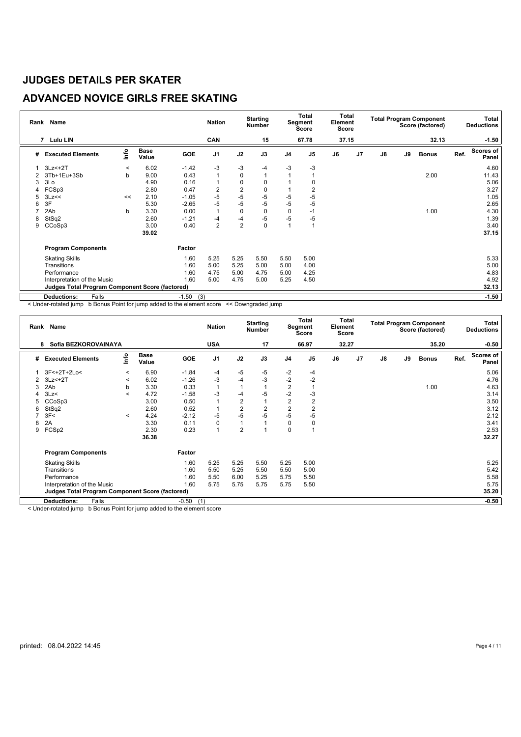# JUDGES DETAILS PER SKATER

## ADVANCED NOVICE GIRLS FREE SKATING

| Rank | Name | Nation | Starting Number | Total Segment Score | Total Element Score | Total Program Component Score (factored) | Total Deductions |
|---|---|---|---|---|---|---|---|
| 7 | Lulu LIN | CAN | 15 | 67.78 | 37.15 | 32.13 | -1.50 |

| # | Executed Elements | Info | Base Value | GOE | J1 | J2 | J3 | J4 | J5 | J6 | J7 | J8 | J9 | Bonus | Ref. | Scores of Panel |
|---|---|---|---|---|---|---|---|---|---|---|---|---|---|---|---|---|
| 1 | 3Lz<+2T | < | 6.02 | -1.42 | -3 | -3 | -4 | -3 | -3 | | | | | | | 4.60 |
| 2 | 3Tb+1Eu+3Sb | b | 9.00 | 0.43 | 1 | 0 | 1 | 1 | 1 | | | | | 2.00 | | 11.43 |
| 3 | 3Lo | | 4.90 | 0.16 | 1 | 0 | 0 | 1 | 0 | | | | | | | 5.06 |
| 4 | FCSp3 | | 2.80 | 0.47 | 2 | 2 | 0 | 1 | 2 | | | | | | | 3.27 |
| 5 | 3Lz<< | << | 2.10 | -1.05 | -5 | -5 | -5 | -5 | -5 | | | | | | | 1.05 |
| 6 | 3F | | 5.30 | -2.65 | -5 | -5 | -5 | -5 | -5 | | | | | | | 2.65 |
| 7 | 2Ab | b | 3.30 | 0.00 | 1 | 0 | 0 | 0 | -1 | | | | | 1.00 | | 4.30 |
| 8 | StSq2 | | 2.60 | -1.21 | -4 | -4 | -5 | -5 | -5 | | | | | | | 1.39 |
| 9 | CCoSp3 | | 3.00 | 0.40 | 2 | 2 | 0 | 1 | 1 | | | | | | | 3.40 |
| | | | 39.02 | | | | | | | | | | | | | 37.15 |

| Program Components | Factor | J1 | J2 | J3 | J4 | J5 | J6 | J7 | J8 | J9 | | Scores of Panel |
|---|---|---|---|---|---|---|---|---|---|---|---|---|
| Skating Skills | 1.60 | 5.25 | 5.25 | 5.50 | 5.50 | 5.00 | | | | | | 5.33 |
| Transitions | 1.60 | 5.00 | 5.25 | 5.00 | 5.00 | 4.00 | | | | | | 5.00 |
| Performance | 1.60 | 4.75 | 5.00 | 4.75 | 5.00 | 4.25 | | | | | | 4.83 |
| Interpretation of the Music | 1.60 | 5.00 | 4.75 | 5.00 | 5.25 | 4.50 | | | | | | 4.92 |
| **Judges Total Program Component Score (factored)** | | | | | | | | | | | | 32.13 |
| **Deductions:** Falls | -1.50 (3) | | | | | | | | | | | -1.50 |

< Under-rotated jump b Bonus Point for jump added to the element score << Downgraded jump

| Rank | Name | Nation | Starting Number | Total Segment Score | Total Element Score | Total Program Component Score (factored) | Total Deductions |
|---|---|---|---|---|---|---|---|
| 8 | Sofia BEZKOROVAINAYA | USA | 17 | 66.97 | 32.27 | 35.20 | -0.50 |

| # | Executed Elements | Info | Base Value | GOE | J1 | J2 | J3 | J4 | J5 | J6 | J7 | J8 | J9 | Bonus | Ref. | Scores of Panel |
|---|---|---|---|---|---|---|---|---|---|---|---|---|---|---|---|---|
| 1 | 3F<+2T+2Lo< | < | 6.90 | -1.84 | -4 | -5 | -5 | -2 | -4 | | | | | | | 5.06 |
| 2 | 3Lz<+2T | < | 6.02 | -1.26 | -3 | -4 | -3 | -2 | -2 | | | | | | | 4.76 |
| 3 | 2Ab | b | 3.30 | 0.33 | 1 | 1 | 1 | 2 | 1 | | | | | 1.00 | | 4.63 |
| 4 | 3Lz< | < | 4.72 | -1.58 | -3 | -4 | -5 | -2 | -3 | | | | | | | 3.14 |
| 5 | CCoSp3 | | 3.00 | 0.50 | 1 | 2 | 1 | 2 | 2 | | | | | | | 3.50 |
| 6 | StSq2 | | 2.60 | 0.52 | 1 | 2 | 2 | 2 | 2 | | | | | | | 3.12 |
| 7 | 3F< | < | 4.24 | -2.12 | -5 | -5 | -5 | -5 | -5 | | | | | | | 2.12 |
| 8 | 2A | | 3.30 | 0.11 | 0 | 1 | 1 | 0 | 0 | | | | | | | 3.41 |
| 9 | FCSp2 | | 2.30 | 0.23 | 1 | 2 | 1 | 0 | 1 | | | | | | | 2.53 |
| | | | 36.38 | | | | | | | | | | | | | 32.27 |

| Program Components | Factor | J1 | J2 | J3 | J4 | J5 | J6 | J7 | J8 | J9 | | Scores of Panel |
|---|---|---|---|---|---|---|---|---|---|---|---|---|
| Skating Skills | 1.60 | 5.25 | 5.25 | 5.50 | 5.25 | 5.00 | | | | | | 5.25 |
| Transitions | 1.60 | 5.50 | 5.25 | 5.50 | 5.50 | 5.00 | | | | | | 5.42 |
| Performance | 1.60 | 5.50 | 6.00 | 5.25 | 5.75 | 5.50 | | | | | | 5.58 |
| Interpretation of the Music | 1.60 | 5.75 | 5.75 | 5.75 | 5.75 | 5.50 | | | | | | 5.75 |
| **Judges Total Program Component Score (factored)** | | | | | | | | | | | | 35.20 |
| **Deductions:** Falls | -0.50 (1) | | | | | | | | | | | -0.50 |

< Under-rotated jump b Bonus Point for jump added to the element score

printed: 08.04.2022 14:45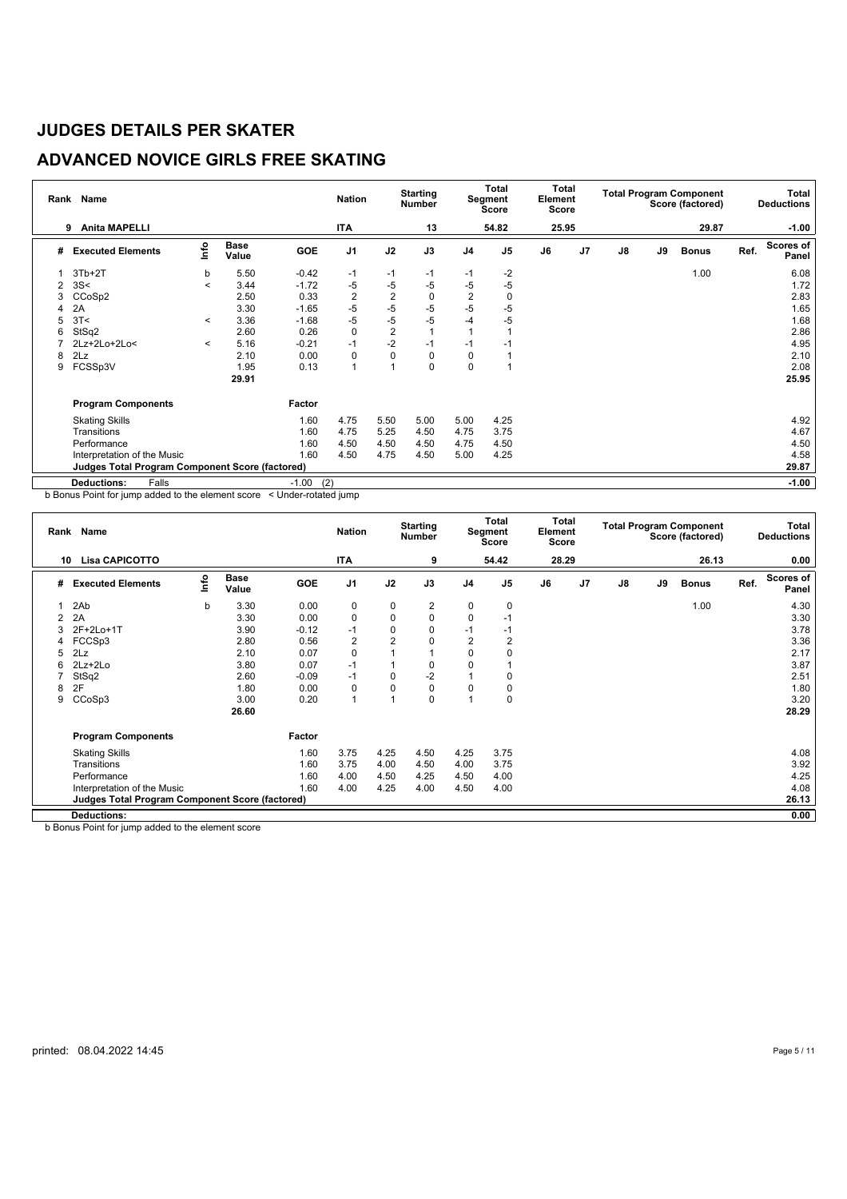# JUDGES DETAILS PER SKATER

## ADVANCED NOVICE GIRLS FREE SKATING

| Rank | Name | Nation | Starting Number | Total Segment Score | Total Element Score | Total Program Component Score (factored) | Total Deductions |
|---|---|---|---|---|---|---|---|
| 9 | Anita MAPELLI | ITA | 13 | 54.82 | 25.95 | 29.87 | -1.00 |

| # | Executed Elements | Info | Base Value | GOE | J1 | J2 | J3 | J4 | J5 | J6 | J7 | J8 | J9 | Bonus | Ref. | Scores of Panel |
|---|---|---|---|---|---|---|---|---|---|---|---|---|---|---|---|---|
| 1 | 3Tb+2T | b | 5.50 | -0.42 | -1 | -1 | -1 | -1 | -2 | | | | | 1.00 | | 6.08 |
| 2 | 3S< | < | 3.44 | -1.72 | -5 | -5 | -5 | -5 | -5 | | | | | | | 1.72 |
| 3 | CCoSp2 | | 2.50 | 0.33 | 2 | 2 | 0 | 2 | 0 | | | | | | | 2.83 |
| 4 | 2A | | 3.30 | -1.65 | -5 | -5 | -5 | -5 | -5 | | | | | | | 1.65 |
| 5 | 3T< | < | 3.36 | -1.68 | -5 | -5 | -5 | -4 | -5 | | | | | | | 1.68 |
| 6 | StSq2 | | 2.60 | 0.26 | 0 | 2 | 1 | 1 | 1 | | | | | | | 2.86 |
| 7 | 2Lz+2Lo+2Lo< | < | 5.16 | -0.21 | -1 | -2 | -1 | -1 | -1 | | | | | | | 4.95 |
| 8 | 2Lz | | 2.10 | 0.00 | 0 | 0 | 0 | 0 | 1 | | | | | | | 2.10 |
| 9 | FCSSp3V | | 1.95 | 0.13 | 1 | 1 | 0 | 0 | 1 | | | | | | | 2.08 |
| | | | 29.91 | | | | | | | | | | | | | 25.95 |

| Program Components | Factor | J1 | J2 | J3 | J4 | J5 | J6 | J7 | J8 | J9 | Scores of Panel |
|---|---|---|---|---|---|---|---|---|---|---|---|
| Skating Skills | 1.60 | 4.75 | 5.50 | 5.00 | 5.00 | 4.25 | | | | | 4.92 |
| Transitions | 1.60 | 4.75 | 5.25 | 4.50 | 4.75 | 3.75 | | | | | 4.67 |
| Performance | 1.60 | 4.50 | 4.50 | 4.50 | 4.75 | 4.50 | | | | | 4.50 |
| Interpretation of the Music | 1.60 | 4.50 | 4.75 | 4.50 | 5.00 | 4.25 | | | | | 4.58 |
| **Judges Total Program Component Score (factored)** | | | | | | | | | | | 29.87 |

| Deductions: | Falls | -1.00 (2) | -1.00 |
|---|---|---|---|

b Bonus Point for jump added to the element score < Under-rotated jump

| Rank | Name | Nation | Starting Number | Total Segment Score | Total Element Score | Total Program Component Score (factored) | Total Deductions |
|---|---|---|---|---|---|---|---|
| 10 | Lisa CAPICOTTO | ITA | 9 | 54.42 | 28.29 | 26.13 | 0.00 |

| # | Executed Elements | Info | Base Value | GOE | J1 | J2 | J3 | J4 | J5 | J6 | J7 | J8 | J9 | Bonus | Ref. | Scores of Panel |
|---|---|---|---|---|---|---|---|---|---|---|---|---|---|---|---|---|
| 1 | 2Ab | b | 3.30 | 0.00 | 0 | 0 | 2 | 0 | 0 | | | | | 1.00 | | 4.30 |
| 2 | 2A | | 3.30 | 0.00 | 0 | 0 | 0 | 0 | -1 | | | | | | | 3.30 |
| 3 | 2F+2Lo+1T | | 3.90 | -0.12 | -1 | 0 | 0 | -1 | -1 | | | | | | | 3.78 |
| 4 | FCCSp3 | | 2.80 | 0.56 | 2 | 2 | 0 | 2 | 2 | | | | | | | 3.36 |
| 5 | 2Lz | | 2.10 | 0.07 | 0 | 1 | 1 | 0 | 0 | | | | | | | 2.17 |
| 6 | 2Lz+2Lo | | 3.80 | 0.07 | -1 | 1 | 0 | 0 | 1 | | | | | | | 3.87 |
| 7 | StSq2 | | 2.60 | -0.09 | -1 | 0 | -2 | 1 | 0 | | | | | | | 2.51 |
| 8 | 2F | | 1.80 | 0.00 | 0 | 0 | 0 | 0 | 0 | | | | | | | 1.80 |
| 9 | CCoSp3 | | 3.00 | 0.20 | 1 | 1 | 0 | 1 | 0 | | | | | | | 3.20 |
| | | | 26.60 | | | | | | | | | | | | | 28.29 |

| Program Components | Factor | J1 | J2 | J3 | J4 | J5 | J6 | J7 | J8 | J9 | Scores of Panel |
|---|---|---|---|---|---|---|---|---|---|---|---|
| Skating Skills | 1.60 | 3.75 | 4.25 | 4.50 | 4.25 | 3.75 | | | | | 4.08 |
| Transitions | 1.60 | 3.75 | 4.00 | 4.50 | 4.00 | 3.75 | | | | | 3.92 |
| Performance | 1.60 | 4.00 | 4.50 | 4.25 | 4.50 | 4.00 | | | | | 4.25 |
| Interpretation of the Music | 1.60 | 4.00 | 4.25 | 4.00 | 4.50 | 4.00 | | | | | 4.08 |
| **Judges Total Program Component Score (factored)** | | | | | | | | | | | 26.13 |

| Deductions: | 0.00 |
|---|---|

b Bonus Point for jump added to the element score

printed: 08.04.2022 14:45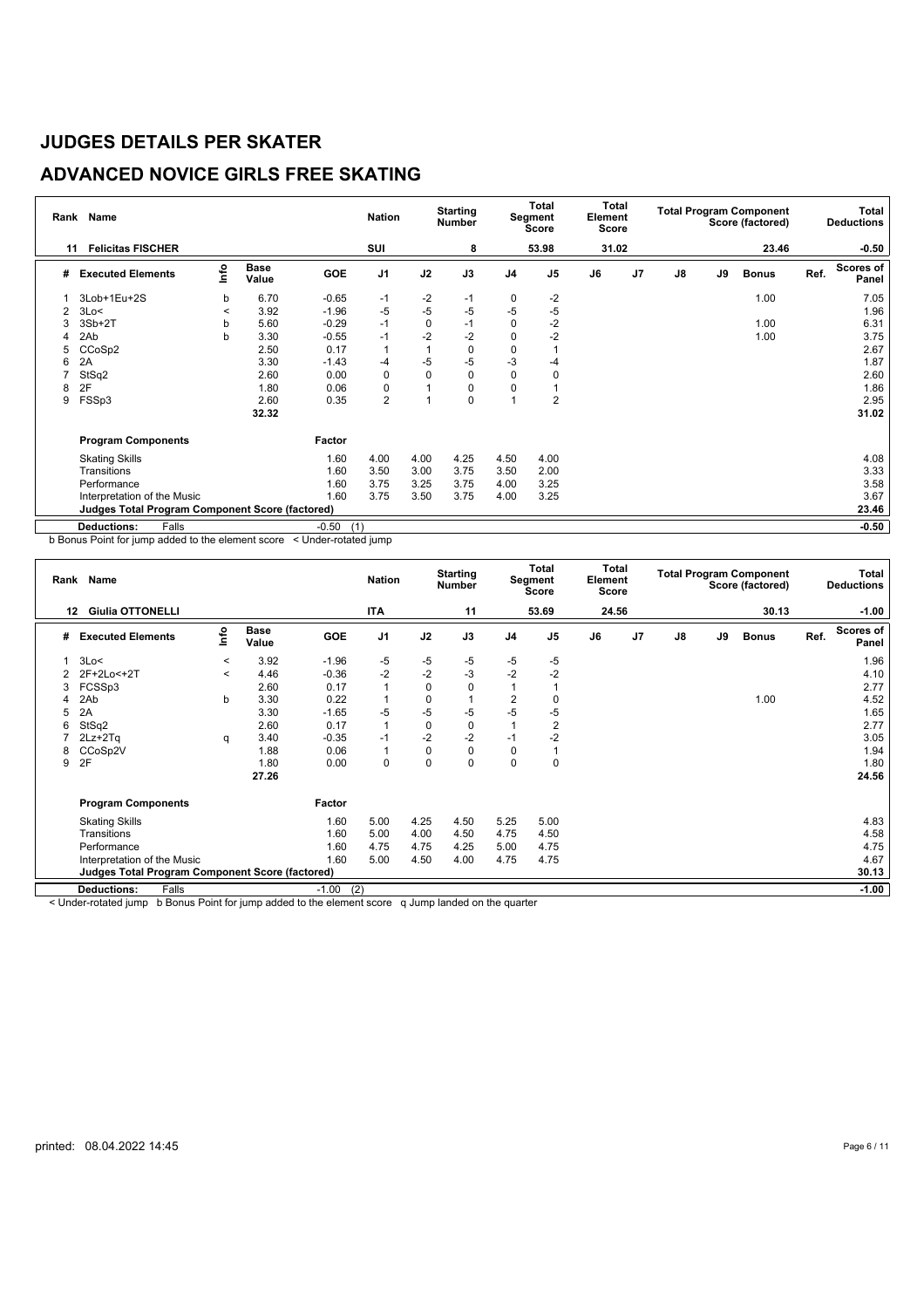# JUDGES DETAILS PER SKATER

## ADVANCED NOVICE GIRLS FREE SKATING

| Rank | Name | Nation | Starting Number | Total Segment Score | Total Element Score | Total Program Component Score (factored) | Total Deductions |
|---|---|---|---|---|---|---|---|
| 11 | Felicitas FISCHER | SUI | 8 | 53.98 | 31.02 | 23.46 | -0.50 |

| # | Executed Elements | Info | Base Value | GOE | J1 | J2 | J3 | J4 | J5 | J6 | J7 | J8 | J9 | Bonus | Ref. | Scores of Panel |
|---|---|---|---|---|---|---|---|---|---|---|---|---|---|---|---|---|
| 1 | 3Lob+1Eu+2S | b | 6.70 | -0.65 | -1 | -2 | -1 | 0 | -2 | | | | | 1.00 | | 7.05 |
| 2 | 3Lo< | < | 3.92 | -1.96 | -5 | -5 | -5 | -5 | -5 | | | | | | | 1.96 |
| 3 | 3Sb+2T | b | 5.60 | -0.29 | -1 | 0 | -1 | 0 | -2 | | | | | 1.00 | | 6.31 |
| 4 | 2Ab | b | 3.30 | -0.55 | -1 | -2 | -2 | 0 | -2 | | | | | 1.00 | | 3.75 |
| 5 | CCoSp2 | | 2.50 | 0.17 | 1 | 1 | 0 | 0 | 1 | | | | | | | 2.67 |
| 6 | 2A | | 3.30 | -1.43 | -4 | -5 | -5 | -3 | -4 | | | | | | | 1.87 |
| 7 | StSq2 | | 2.60 | 0.00 | 0 | 0 | 0 | 0 | 0 | | | | | | | 2.60 |
| 8 | 2F | | 1.80 | 0.06 | 0 | 1 | 0 | 0 | 1 | | | | | | | 1.86 |
| 9 | FSSp3 | | 2.60 | 0.35 | 2 | 1 | 0 | 1 | 2 | | | | | | | 2.95 |
| | | | 32.32 | | | | | | | | | | | | | 31.02 |

| Program Components | Factor | J1 | J2 | J3 | J4 | J5 | J6 | J7 | J8 | J9 | Scores of Panel |
|---|---|---|---|---|---|---|---|---|---|---|---|
| Skating Skills | 1.60 | 4.00 | 4.00 | 4.25 | 4.50 | 4.00 | | | | | 4.08 |
| Transitions | 1.60 | 3.50 | 3.00 | 3.75 | 3.50 | 2.00 | | | | | 3.33 |
| Performance | 1.60 | 3.75 | 3.25 | 3.75 | 4.00 | 3.25 | | | | | 3.58 |
| Interpretation of the Music | 1.60 | 3.75 | 3.50 | 3.75 | 4.00 | 3.25 | | | | | 3.67 |
| **Judges Total Program Component Score (factored)** | | | | | | | | | | | 23.46 |

| Deductions: | Falls | -0.50 | (1) | -0.50 |
|---|---|---|---|---|

b Bonus Point for jump added to the element score < Under-rotated jump

| Rank | Name | Nation | Starting Number | Total Segment Score | Total Element Score | Total Program Component Score (factored) | Total Deductions |
|---|---|---|---|---|---|---|---|
| 12 | Giulia OTTONELLI | ITA | 11 | 53.69 | 24.56 | 30.13 | -1.00 |

| # | Executed Elements | Info | Base Value | GOE | J1 | J2 | J3 | J4 | J5 | J6 | J7 | J8 | J9 | Bonus | Ref. | Scores of Panel |
|---|---|---|---|---|---|---|---|---|---|---|---|---|---|---|---|---|
| 1 | 3Lo< | < | 3.92 | -1.96 | -5 | -5 | -5 | -5 | -5 | | | | | | | 1.96 |
| 2 | 2F+2Lo<+2T | < | 4.46 | -0.36 | -2 | -2 | -3 | -2 | -2 | | | | | | | 4.10 |
| 3 | FCSSp3 | | 2.60 | 0.17 | 1 | 0 | 0 | 1 | 1 | | | | | | | 2.77 |
| 4 | 2Ab | b | 3.30 | 0.22 | 1 | 0 | 1 | 2 | 0 | | | | | 1.00 | | 4.52 |
| 5 | 2A | | 3.30 | -1.65 | -5 | -5 | -5 | -5 | -5 | | | | | | | 1.65 |
| 6 | StSq2 | | 2.60 | 0.17 | 1 | 0 | 0 | 1 | 2 | | | | | | | 2.77 |
| 7 | 2Lz+2Tq | q | 3.40 | -0.35 | -1 | -2 | -2 | -1 | -2 | | | | | | | 3.05 |
| 8 | CCoSp2V | | 1.88 | 0.06 | 1 | 0 | 0 | 0 | 1 | | | | | | | 1.94 |
| 9 | 2F | | 1.80 | 0.00 | 0 | 0 | 0 | 0 | 0 | | | | | | | 1.80 |
| | | | 27.26 | | | | | | | | | | | | | 24.56 |

| Program Components | Factor | J1 | J2 | J3 | J4 | J5 | J6 | J7 | J8 | J9 | Scores of Panel |
|---|---|---|---|---|---|---|---|---|---|---|---|
| Skating Skills | 1.60 | 5.00 | 4.25 | 4.50 | 5.25 | 5.00 | | | | | 4.83 |
| Transitions | 1.60 | 5.00 | 4.00 | 4.50 | 4.75 | 4.50 | | | | | 4.58 |
| Performance | 1.60 | 4.75 | 4.75 | 4.25 | 5.00 | 4.75 | | | | | 4.75 |
| Interpretation of the Music | 1.60 | 5.00 | 4.50 | 4.00 | 4.75 | 4.75 | | | | | 4.67 |
| **Judges Total Program Component Score (factored)** | | | | | | | | | | | 30.13 |

| Deductions: | Falls | -1.00 | (2) | -1.00 |
|---|---|---|---|---|

< Under-rotated jump b Bonus Point for jump added to the element score q Jump landed on the quarter

printed: 08.04.2022 14:45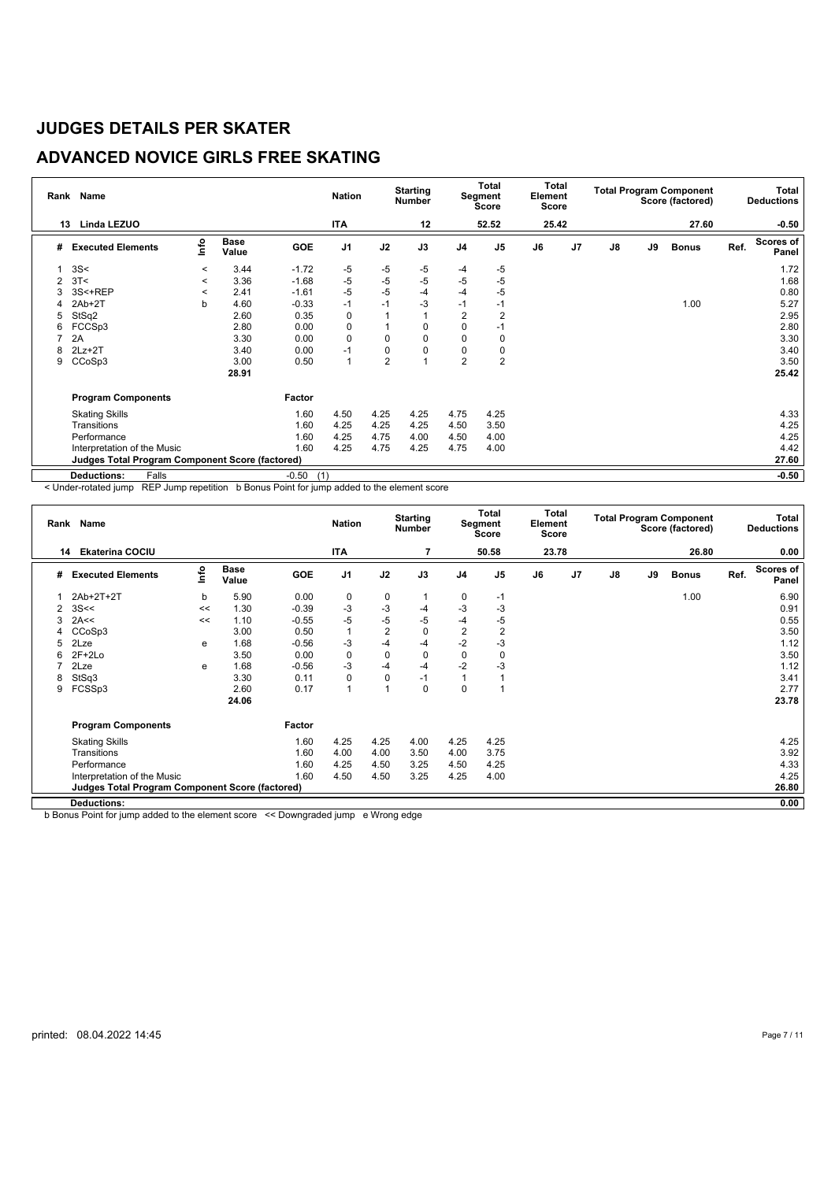# JUDGES DETAILS PER SKATER

## ADVANCED NOVICE GIRLS FREE SKATING

| Rank | Name | | | Nation | | Starting Number | | Total Segment Score | Total Element Score | | Total Program Component Score (factored) | | | | Total Deductions |
|---|---|---|---|---|---|---|---|---|---|---|---|---|---|---|---|
| 13 | Linda LEZUO | | | ITA | | 12 | | 52.52 | 25.42 | | | | 27.60 | | -0.50 |

| # | Executed Elements | Info | Base Value | GOE | J1 | J2 | J3 | J4 | J5 | J6 | J7 | J8 | J9 | Bonus | Ref. | Scores of Panel |
|---|---|---|---|---|---|---|---|---|---|---|---|---|---|---|---|---|
| 1 | 3S< | < | 3.44 | -1.72 | -5 | -5 | -5 | -4 | -5 | | | | | | | 1.72 |
| 2 | 3T< | < | 3.36 | -1.68 | -5 | -5 | -5 | -5 | -5 | | | | | | | 1.68 |
| 3 | 3S<+REP | < | 2.41 | -1.61 | -5 | -5 | -4 | -4 | -5 | | | | | | | 0.80 |
| 4 | 2Ab+2T | b | 4.60 | -0.33 | -1 | -1 | -3 | -1 | -1 | | | | | 1.00 | | 5.27 |
| 5 | StSq2 | | 2.60 | 0.35 | 0 | 1 | 1 | 2 | 2 | | | | | | | 2.95 |
| 6 | FCCSp3 | | 2.80 | 0.00 | 0 | 1 | 0 | 0 | -1 | | | | | | | 2.80 |
| 7 | 2A | | 3.30 | 0.00 | 0 | 0 | 0 | 0 | 0 | | | | | | | 3.30 |
| 8 | 2Lz+2T | | 3.40 | 0.00 | -1 | 0 | 0 | 0 | 0 | | | | | | | 3.40 |
| 9 | CCoSp3 | | 3.00 | 0.50 | 1 | 2 | 1 | 2 | 2 | | | | | | | 3.50 |
| | | | 28.91 | | | | | | | | | | | | | 25.42 |
| | **Program Components** | | | Factor | | | | | | | | | | | | |
| | Skating Skills | | | 1.60 | 4.50 | 4.25 | 4.25 | 4.75 | 4.25 | | | | | | | 4.33 |
| | Transitions | | | 1.60 | 4.25 | 4.25 | 4.25 | 4.50 | 3.50 | | | | | | | 4.25 |
| | Performance | | | 1.60 | 4.25 | 4.75 | 4.00 | 4.50 | 4.00 | | | | | | | 4.25 |
| | Interpretation of the Music | | | 1.60 | 4.25 | 4.75 | 4.25 | 4.75 | 4.00 | | | | | | | 4.42 |
| | **Judges Total Program Component Score (factored)** | | | | | | | | | | | | | | | 27.60 |
| | **Deductions:** Falls | | | -0.50 (1) | | | | | | | | | | | | -0.50 |

< Under-rotated jump REP Jump repetition b Bonus Point for jump added to the element score

| Rank | Name | | | Nation | | Starting Number | | Total Segment Score | Total Element Score | | Total Program Component Score (factored) | | | | Total Deductions |
|---|---|---|---|---|---|---|---|---|---|---|---|---|---|---|---|
| 14 | Ekaterina COCIU | | | ITA | | 7 | | 50.58 | 23.78 | | | | 26.80 | | 0.00 |

| # | Executed Elements | Info | Base Value | GOE | J1 | J2 | J3 | J4 | J5 | J6 | J7 | J8 | J9 | Bonus | Ref. | Scores of Panel |
|---|---|---|---|---|---|---|---|---|---|---|---|---|---|---|---|---|
| 1 | 2Ab+2T+2T | b | 5.90 | 0.00 | 0 | 0 | 1 | 0 | -1 | | | | | 1.00 | | 6.90 |
| 2 | 3S<< | << | 1.30 | -0.39 | -3 | -3 | -4 | -3 | -3 | | | | | | | 0.91 |
| 3 | 2A<< | << | 1.10 | -0.55 | -5 | -5 | -5 | -4 | -5 | | | | | | | 0.55 |
| 4 | CCoSp3 | | 3.00 | 0.50 | 1 | 2 | 0 | 2 | 2 | | | | | | | 3.50 |
| 5 | 2Lze | e | 1.68 | -0.56 | -3 | -4 | -4 | -2 | -3 | | | | | | | 1.12 |
| 6 | 2F+2Lo | | 3.50 | 0.00 | 0 | 0 | 0 | 0 | 0 | | | | | | | 3.50 |
| 7 | 2Lze | e | 1.68 | -0.56 | -3 | -4 | -4 | -2 | -3 | | | | | | | 1.12 |
| 8 | StSq3 | | 3.30 | 0.11 | 0 | 0 | -1 | 1 | 1 | | | | | | | 3.41 |
| 9 | FCSSp3 | | 2.60 | 0.17 | 1 | 1 | 0 | 0 | 1 | | | | | | | 2.77 |
| | | | 24.06 | | | | | | | | | | | | | 23.78 |
| | **Program Components** | | | Factor | | | | | | | | | | | | |
| | Skating Skills | | | 1.60 | 4.25 | 4.25 | 4.00 | 4.25 | 4.25 | | | | | | | 4.25 |
| | Transitions | | | 1.60 | 4.00 | 4.00 | 3.50 | 4.00 | 3.75 | | | | | | | 3.92 |
| | Performance | | | 1.60 | 4.25 | 4.50 | 3.25 | 4.50 | 4.25 | | | | | | | 4.33 |
| | Interpretation of the Music | | | 1.60 | 4.50 | 4.50 | 3.25 | 4.25 | 4.00 | | | | | | | 4.25 |
| | **Judges Total Program Component Score (factored)** | | | | | | | | | | | | | | | 26.80 |
| | **Deductions:** | | | | | | | | | | | | | | | 0.00 |

b Bonus Point for jump added to the element score << Downgraded jump e Wrong edge

printed: 08.04.2022 14:45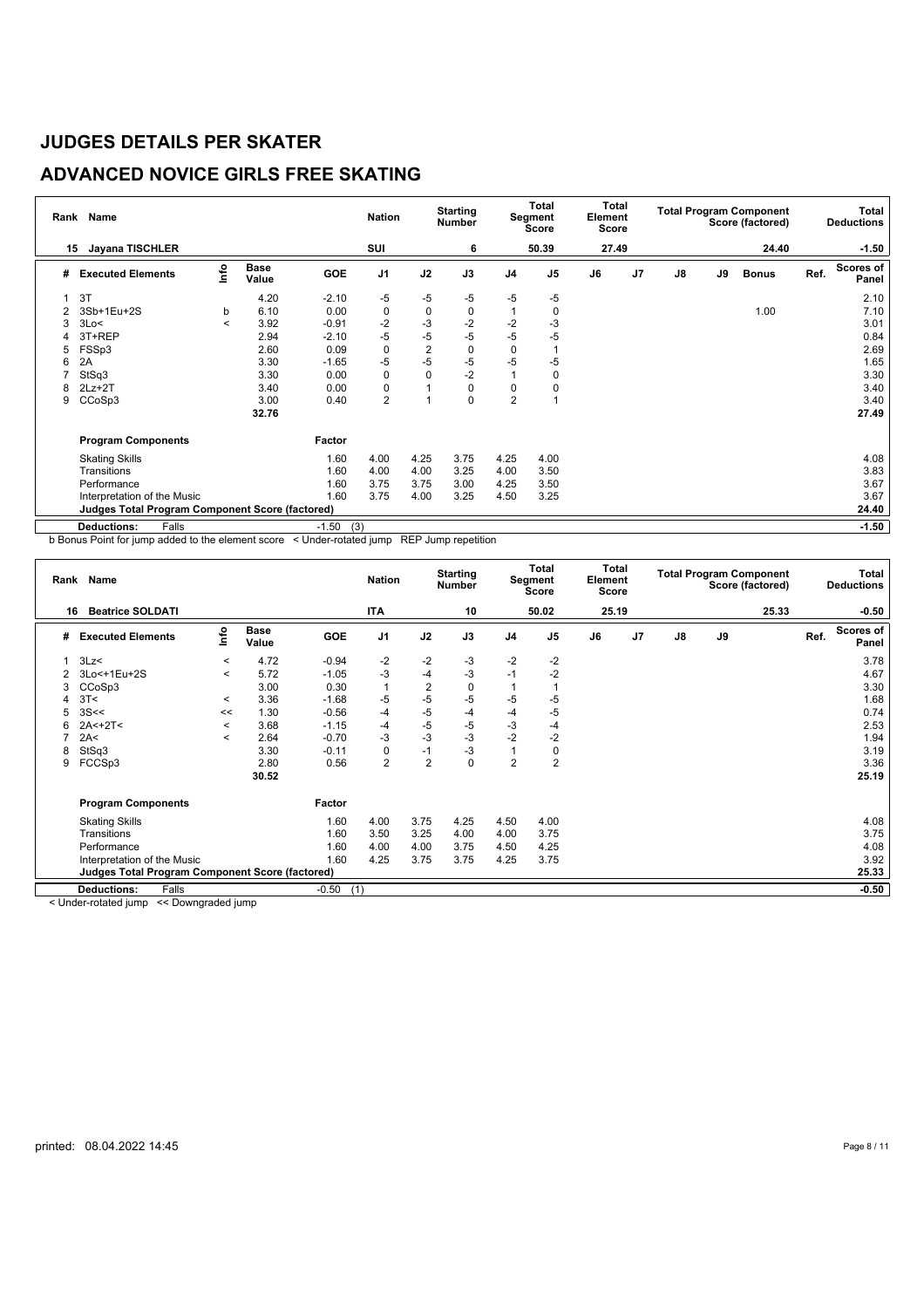# JUDGES DETAILS PER SKATER

## ADVANCED NOVICE GIRLS FREE SKATING

| Rank | Name | | Nation | Starting Number | Total Segment Score | Total Element Score | Total Program Component Score (factored) | Total Deductions |
|---|---|---|---|---|---|---|---|---|
| 15 | Jayana TISCHLER | | SUI | 6 | 50.39 | 27.49 | 24.40 | -1.50 |

| # | Executed Elements | Info | Base Value | GOE | J1 | J2 | J3 | J4 | J5 | J6 | J7 | J8 | J9 | Bonus | Ref. | Scores of Panel |
|---|---|---|---|---|---|---|---|---|---|---|---|---|---|---|---|---|
| 1 | 3T | | 4.20 | -2.10 | -5 | -5 | -5 | -5 | -5 | | | | | | | 2.10 |
| 2 | 3Sb+1Eu+2S | b | 6.10 | 0.00 | 0 | 0 | 0 | 1 | 0 | | | | | 1.00 | | 7.10 |
| 3 | 3Lo< | < | 3.92 | -0.91 | -2 | -3 | -2 | -2 | -3 | | | | | | | 3.01 |
| 4 | 3T+REP | | 2.94 | -2.10 | -5 | -5 | -5 | -5 | -5 | | | | | | | 0.84 |
| 5 | FSSp3 | | 2.60 | 0.09 | 0 | 2 | 0 | 0 | 1 | | | | | | | 2.69 |
| 6 | 2A | | 3.30 | -1.65 | -5 | -5 | -5 | -5 | -5 | | | | | | | 1.65 |
| 7 | StSq3 | | 3.30 | 0.00 | 0 | 0 | -2 | 1 | 0 | | | | | | | 3.30 |
| 8 | 2Lz+2T | | 3.40 | 0.00 | 0 | 1 | 0 | 0 | 0 | | | | | | | 3.40 |
| 9 | CCoSp3 | | 3.00 | 0.40 | 2 | 1 | 0 | 2 | 1 | | | | | | | 3.40 |
| | | | 32.76 | | | | | | | | | | | | | 27.49 |

| Program Components | Factor | J1 | J2 | J3 | J4 | J5 | J6 | J7 | J8 | J9 | Scores of Panel |
|---|---|---|---|---|---|---|---|---|---|---|---|
| Skating Skills | 1.60 | 4.00 | 4.25 | 3.75 | 4.25 | 4.00 | | | | | 4.08 |
| Transitions | 1.60 | 4.00 | 4.00 | 3.25 | 4.00 | 3.50 | | | | | 3.83 |
| Performance | 1.60 | 3.75 | 3.75 | 3.00 | 4.25 | 3.50 | | | | | 3.67 |
| Interpretation of the Music | 1.60 | 3.75 | 4.00 | 3.25 | 4.50 | 3.25 | | | | | 3.67 |
| **Judges Total Program Component Score (factored)** | | | | | | | | | | | 24.40 |
| **Deductions:** Falls | -1.50 (3) | | | | | | | | | | -1.50 |

b Bonus Point for jump added to the element score < Under-rotated jump REP Jump repetition

| Rank | Name | | Nation | Starting Number | Total Segment Score | Total Element Score | Total Program Component Score (factored) | Total Deductions |
|---|---|---|---|---|---|---|---|---|
| 16 | Beatrice SOLDATI | | ITA | 10 | 50.02 | 25.19 | 25.33 | -0.50 |

| # | Executed Elements | Info | Base Value | GOE | J1 | J2 | J3 | J4 | J5 | J6 | J7 | J8 | J9 | Ref. | Scores of Panel |
|---|---|---|---|---|---|---|---|---|---|---|---|---|---|---|---|
| 1 | 3Lz< | < | 4.72 | -0.94 | -2 | -2 | -3 | -2 | -2 | | | | | | 3.78 |
| 2 | 3Lo<+1Eu+2S | < | 5.72 | -1.05 | -3 | -4 | -3 | -1 | -2 | | | | | | 4.67 |
| 3 | CCoSp3 | | 3.00 | 0.30 | 1 | 2 | 0 | 1 | 1 | | | | | | 3.30 |
| 4 | 3T< | < | 3.36 | -1.68 | -5 | -5 | -5 | -5 | -5 | | | | | | 1.68 |
| 5 | 3S<< | << | 1.30 | -0.56 | -4 | -5 | -4 | -4 | -5 | | | | | | 0.74 |
| 6 | 2A<+2T< | < | 3.68 | -1.15 | -4 | -5 | -5 | -3 | -4 | | | | | | 2.53 |
| 7 | 2A< | < | 2.64 | -0.70 | -3 | -3 | -3 | -2 | -2 | | | | | | 1.94 |
| 8 | StSq3 | | 3.30 | -0.11 | 0 | -1 | -3 | 1 | 0 | | | | | | 3.19 |
| 9 | FCCSp3 | | 2.80 | 0.56 | 2 | 2 | 0 | 2 | 2 | | | | | | 3.36 |
| | | | 30.52 | | | | | | | | | | | | 25.19 |

| Program Components | Factor | J1 | J2 | J3 | J4 | J5 | J6 | J7 | J8 | J9 | Scores of Panel |
|---|---|---|---|---|---|---|---|---|---|---|---|
| Skating Skills | 1.60 | 4.00 | 3.75 | 4.25 | 4.50 | 4.00 | | | | | 4.08 |
| Transitions | 1.60 | 3.50 | 3.25 | 4.00 | 4.00 | 3.75 | | | | | 3.75 |
| Performance | 1.60 | 4.00 | 4.00 | 3.75 | 4.50 | 4.25 | | | | | 4.08 |
| Interpretation of the Music | 1.60 | 4.25 | 3.75 | 3.75 | 4.25 | 3.75 | | | | | 3.92 |
| **Judges Total Program Component Score (factored)** | | | | | | | | | | | 25.33 |
| **Deductions:** Falls | -0.50 (1) | | | | | | | | | | -0.50 |

< Under-rotated jump << Downgraded jump

printed: 08.04.2022 14:45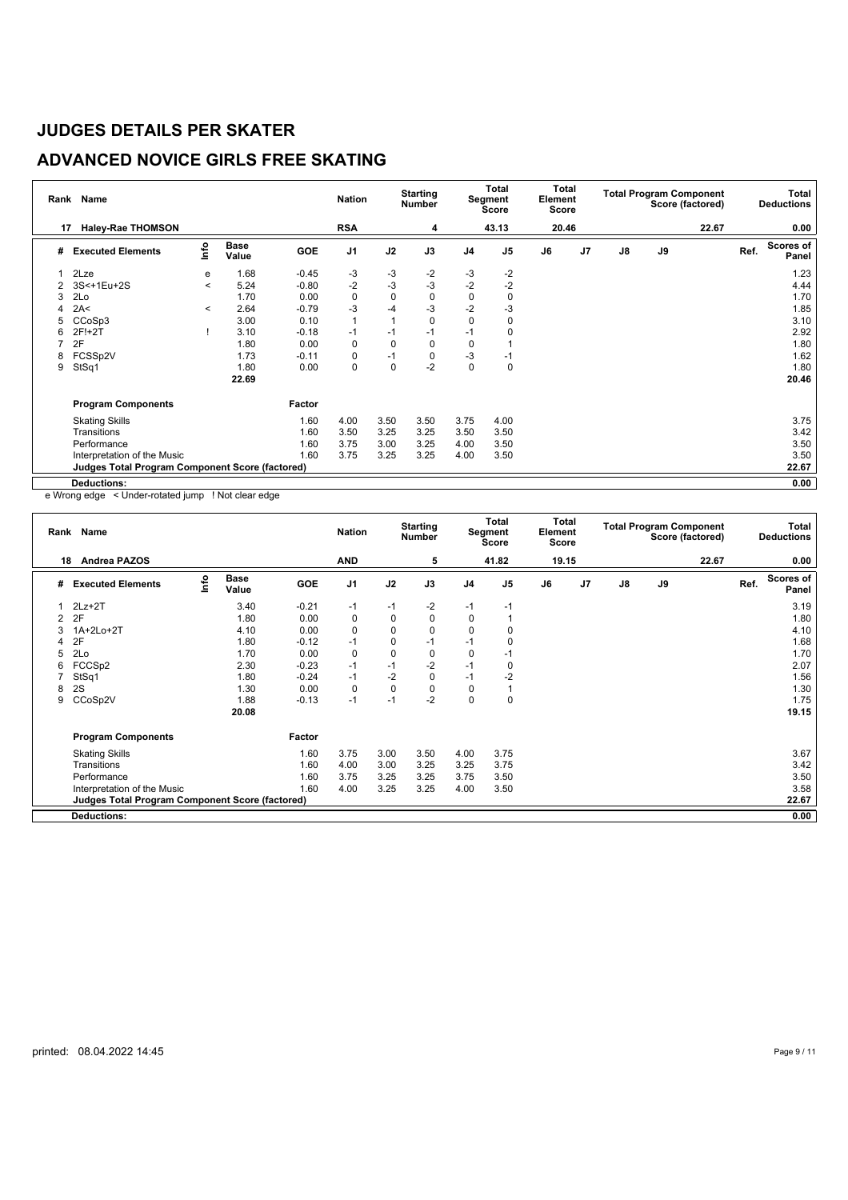# JUDGES DETAILS PER SKATER

## ADVANCED NOVICE GIRLS FREE SKATING

| Rank | Name | | | Nation | Starting Number | Total Segment Score | Total Element Score | Total Program Component Score (factored) | Total Deductions |
|---|---|---|---|---|---|---|---|---|---|
| 17 | Haley-Rae THOMSON | | | RSA | 4 | 43.13 | 20.46 | 22.67 | 0.00 |

| # | Executed Elements | Info | Base Value | GOE | J1 | J2 | J3 | J4 | J5 | J6 | J7 | J8 | J9 | Ref. | Scores of Panel |
|---|---|---|---|---|---|---|---|---|---|---|---|---|---|---|---|
| 1 | 2Lze | e | 1.68 | -0.45 | -3 | -3 | -2 | -3 | -2 | | | | | | 1.23 |
| 2 | 3S<+1Eu+2S | < | 5.24 | -0.80 | -2 | -3 | -3 | -2 | -2 | | | | | | 4.44 |
| 3 | 2Lo | | 1.70 | 0.00 | 0 | 0 | 0 | 0 | 0 | | | | | | 1.70 |
| 4 | 2A< | < | 2.64 | -0.79 | -3 | -4 | -3 | -2 | -3 | | | | | | 1.85 |
| 5 | CCoSp3 | | 3.00 | 0.10 | 1 | 1 | 0 | 0 | 0 | | | | | | 3.10 |
| 6 | 2F!+2T | ! | 3.10 | -0.18 | -1 | -1 | -1 | -1 | 0 | | | | | | 2.92 |
| 7 | 2F | | 1.80 | 0.00 | 0 | 0 | 0 | 0 | 1 | | | | | | 1.80 |
| 8 | FCSSp2V | | 1.73 | -0.11 | 0 | -1 | 0 | -3 | -1 | | | | | | 1.62 |
| 9 | StSq1 | | 1.80 | 0.00 | 0 | 0 | -2 | 0 | 0 | | | | | | 1.80 |
| | | | 22.69 | | | | | | | | | | | | 20.46 |

| Program Components | Factor | J1 | J2 | J3 | J4 | J5 | J6 | J7 | J8 | J9 | Scores of Panel |
|---|---|---|---|---|---|---|---|---|---|---|---|
| Skating Skills | 1.60 | 4.00 | 3.50 | 3.50 | 3.75 | 4.00 | | | | | 3.75 |
| Transitions | 1.60 | 3.50 | 3.25 | 3.25 | 3.50 | 3.50 | | | | | 3.42 |
| Performance | 1.60 | 3.75 | 3.00 | 3.25 | 4.00 | 3.50 | | | | | 3.50 |
| Interpretation of the Music | 1.60 | 3.75 | 3.25 | 3.25 | 4.00 | 3.50 | | | | | 3.50 |
| Judges Total Program Component Score (factored) | | | | | | | | | | | 22.67 |

**Deductions:** 0.00

e Wrong edge < Under-rotated jump ! Not clear edge

| Rank | Name | | | Nation | Starting Number | Total Segment Score | Total Element Score | Total Program Component Score (factored) | Total Deductions |
|---|---|---|---|---|---|---|---|---|---|
| 18 | Andrea PAZOS | | | AND | 5 | 41.82 | 19.15 | 22.67 | 0.00 |

| # | Executed Elements | Info | Base Value | GOE | J1 | J2 | J3 | J4 | J5 | J6 | J7 | J8 | J9 | Ref. | Scores of Panel |
|---|---|---|---|---|---|---|---|---|---|---|---|---|---|---|---|
| 1 | 2Lz+2T | | 3.40 | -0.21 | -1 | -1 | -2 | -1 | -1 | | | | | | 3.19 |
| 2 | 2F | | 1.80 | 0.00 | 0 | 0 | 0 | 0 | 1 | | | | | | 1.80 |
| 3 | 1A+2Lo+2T | | 4.10 | 0.00 | 0 | 0 | 0 | 0 | 0 | | | | | | 4.10 |
| 4 | 2F | | 1.80 | -0.12 | -1 | 0 | -1 | -1 | 0 | | | | | | 1.68 |
| 5 | 2Lo | | 1.70 | 0.00 | 0 | 0 | 0 | 0 | -1 | | | | | | 1.70 |
| 6 | FCCSp2 | | 2.30 | -0.23 | -1 | -1 | -2 | -1 | 0 | | | | | | 2.07 |
| 7 | StSq1 | | 1.80 | -0.24 | -1 | -2 | 0 | -1 | -2 | | | | | | 1.56 |
| 8 | 2S | | 1.30 | 0.00 | 0 | 0 | 0 | 0 | 1 | | | | | | 1.30 |
| 9 | CCoSp2V | | 1.88 | -0.13 | -1 | -1 | -2 | 0 | 0 | | | | | | 1.75 |
| | | | 20.08 | | | | | | | | | | | | 19.15 |

| Program Components | Factor | J1 | J2 | J3 | J4 | J5 | J6 | J7 | J8 | J9 | Scores of Panel |
|---|---|---|---|---|---|---|---|---|---|---|---|
| Skating Skills | 1.60 | 3.75 | 3.00 | 3.50 | 4.00 | 3.75 | | | | | 3.67 |
| Transitions | 1.60 | 4.00 | 3.00 | 3.25 | 3.25 | 3.75 | | | | | 3.42 |
| Performance | 1.60 | 3.75 | 3.25 | 3.25 | 3.75 | 3.50 | | | | | 3.50 |
| Interpretation of the Music | 1.60 | 4.00 | 3.25 | 3.25 | 4.00 | 3.50 | | | | | 3.58 |
| Judges Total Program Component Score (factored) | | | | | | | | | | | 22.67 |

**Deductions:** 0.00

printed: 08.04.2022 14:45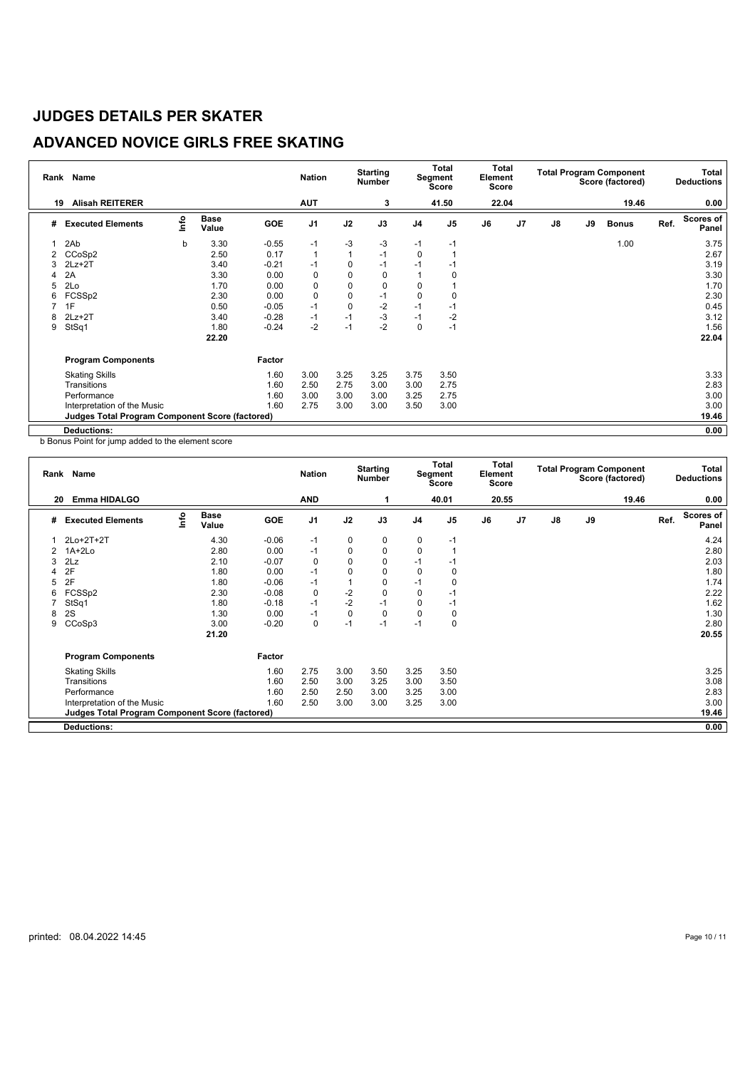# JUDGES DETAILS PER SKATER

## ADVANCED NOVICE GIRLS FREE SKATING

| Rank | Name | | | Nation | | Starting Number | | Total Segment Score | | Total Element Score | | Total Program Component Score (factored) | | Total Deductions |
|---|---|---|---|---|---|---|---|---|---|---|---|---|---|---|
| 19 | Alisah REITERER | | | AUT | | 3 | | 41.50 | | 22.04 | | 19.46 | | 0.00 |

| # | Executed Elements | Info | Base Value | GOE | J1 | J2 | J3 | J4 | J5 | J6 | J7 | J8 | J9 | Bonus | Ref. | Scores of Panel |
|---|---|---|---|---|---|---|---|---|---|---|---|---|---|---|---|---|
| 1 | 2Ab | b | 3.30 | -0.55 | -1 | -3 | -3 | -1 | -1 | | | | | 1.00 | | 3.75 |
| 2 | CCoSp2 | | 2.50 | 0.17 | 1 | 1 | -1 | 0 | 1 | | | | | | | 2.67 |
| 3 | 2Lz+2T | | 3.40 | -0.21 | -1 | 0 | -1 | -1 | -1 | | | | | | | 3.19 |
| 4 | 2A | | 3.30 | 0.00 | 0 | 0 | 0 | 1 | 0 | | | | | | | 3.30 |
| 5 | 2Lo | | 1.70 | 0.00 | 0 | 0 | 0 | 0 | 1 | | | | | | | 1.70 |
| 6 | FCSSp2 | | 2.30 | 0.00 | 0 | 0 | -1 | 0 | 0 | | | | | | | 2.30 |
| 7 | 1F | | 0.50 | -0.05 | -1 | 0 | -2 | -1 | -1 | | | | | | | 0.45 |
| 8 | 2Lz+2T | | 3.40 | -0.28 | -1 | -1 | -3 | -1 | -2 | | | | | | | 3.12 |
| 9 | StSq1 | | 1.80 | -0.24 | -2 | -1 | -2 | 0 | -1 | | | | | | | 1.56 |
| | | | 22.20 | | | | | | | | | | | | | 22.04 |

| Program Components | Factor | J1 | J2 | J3 | J4 | J5 | J6 | J7 | J8 | J9 | Scores of Panel |
|---|---|---|---|---|---|---|---|---|---|---|---|
| Skating Skills | 1.60 | 3.00 | 3.25 | 3.25 | 3.75 | 3.50 | | | | | 3.33 |
| Transitions | 1.60 | 2.50 | 2.75 | 3.00 | 3.00 | 2.75 | | | | | 2.83 |
| Performance | 1.60 | 3.00 | 3.00 | 3.00 | 3.25 | 2.75 | | | | | 3.00 |
| Interpretation of the Music | 1.60 | 2.75 | 3.00 | 3.00 | 3.50 | 3.00 | | | | | 3.00 |
| Judges Total Program Component Score (factored) | | | | | | | | | | | 19.46 |
| Deductions: | | | | | | | | | | | 0.00 |

b Bonus Point for jump added to the element score

| Rank | Name | | | Nation | | Starting Number | | Total Segment Score | | Total Element Score | | Total Program Component Score (factored) | | Total Deductions |
|---|---|---|---|---|---|---|---|---|---|---|---|---|---|---|
| 20 | Emma HIDALGO | | | AND | | 1 | | 40.01 | | 20.55 | | 19.46 | | 0.00 |

| # | Executed Elements | Info | Base Value | GOE | J1 | J2 | J3 | J4 | J5 | J6 | J7 | J8 | J9 | Ref. | Scores of Panel |
|---|---|---|---|---|---|---|---|---|---|---|---|---|---|---|---|
| 1 | 2Lo+2T+2T | | 4.30 | -0.06 | -1 | 0 | 0 | 0 | -1 | | | | | | 4.24 |
| 2 | 1A+2Lo | | 2.80 | 0.00 | -1 | 0 | 0 | 0 | 1 | | | | | | 2.80 |
| 3 | 2Lz | | 2.10 | -0.07 | 0 | 0 | 0 | -1 | -1 | | | | | | 2.03 |
| 4 | 2F | | 1.80 | 0.00 | -1 | 0 | 0 | 0 | 0 | | | | | | 1.80 |
| 5 | 2F | | 1.80 | -0.06 | -1 | 1 | 0 | -1 | 0 | | | | | | 1.74 |
| 6 | FCSSp2 | | 2.30 | -0.08 | 0 | -2 | 0 | 0 | -1 | | | | | | 2.22 |
| 7 | StSq1 | | 1.80 | -0.18 | -1 | -2 | -1 | 0 | -1 | | | | | | 1.62 |
| 8 | 2S | | 1.30 | 0.00 | -1 | 0 | 0 | 0 | 0 | | | | | | 1.30 |
| 9 | CCoSp3 | | 3.00 | -0.20 | 0 | -1 | -1 | -1 | 0 | | | | | | 2.80 |
| | | | 21.20 | | | | | | | | | | | | 20.55 |

| Program Components | Factor | J1 | J2 | J3 | J4 | J5 | J6 | J7 | J8 | J9 | Scores of Panel |
|---|---|---|---|---|---|---|---|---|---|---|---|
| Skating Skills | 1.60 | 2.75 | 3.00 | 3.50 | 3.25 | 3.50 | | | | | 3.25 |
| Transitions | 1.60 | 2.50 | 3.00 | 3.25 | 3.00 | 3.50 | | | | | 3.08 |
| Performance | 1.60 | 2.50 | 2.50 | 3.00 | 3.25 | 3.00 | | | | | 2.83 |
| Interpretation of the Music | 1.60 | 2.50 | 3.00 | 3.00 | 3.25 | 3.00 | | | | | 3.00 |
| Judges Total Program Component Score (factored) | | | | | | | | | | | 19.46 |
| Deductions: | | | | | | | | | | | 0.00 |

printed: 08.04.2022 14:45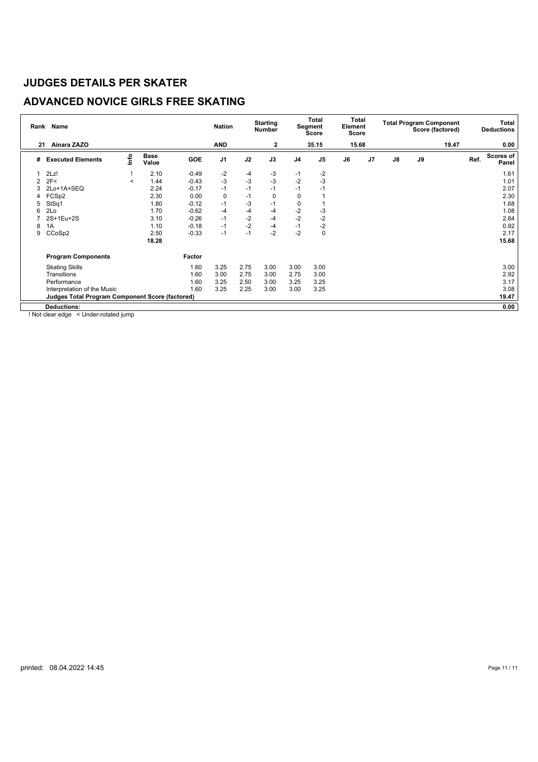# JUDGES DETAILS PER SKATER

## ADVANCED NOVICE GIRLS FREE SKATING

| Rank | Name | | | | Nation | | Starting Number | | Total Segment Score | Total Element Score | | Total Program Component Score (factored) | | | | Total Deductions |
|---|---|---|---|---|---|---|---|---|---|---|---|---|---|---|---|---|
| 21 | Ainara ZAZO | | | | AND | | 2 | | 35.15 | 15.68 | | | | 19.47 | | 0.00 |

| # | Executed Elements | Info | Base Value | GOE | J1 | J2 | J3 | J4 | J5 | J6 | J7 | J8 | J9 | Ref. | Scores of Panel |
|---|---|---|---|---|---|---|---|---|---|---|---|---|---|---|---|
| 1 | 2Lz! | ! | 2.10 | -0.49 | -2 | -4 | -3 | -1 | -2 | | | | | | 1.61 |
| 2 | 2F< | < | 1.44 | -0.43 | -3 | -3 | -3 | -2 | -3 | | | | | | 1.01 |
| 3 | 2Lo+1A+SEQ | | 2.24 | -0.17 | -1 | -1 | -1 | -1 | -1 | | | | | | 2.07 |
| 4 | FCSp2 | | 2.30 | 0.00 | 0 | -1 | 0 | 0 | 1 | | | | | | 2.30 |
| 5 | StSq1 | | 1.80 | -0.12 | -1 | -3 | -1 | 0 | 1 | | | | | | 1.68 |
| 6 | 2Lo | | 1.70 | -0.62 | -4 | -4 | -4 | -2 | -3 | | | | | | 1.08 |
| 7 | 2S+1Eu+2S | | 3.10 | -0.26 | -1 | -2 | -4 | -2 | -2 | | | | | | 2.84 |
| 8 | 1A | | 1.10 | -0.18 | -1 | -2 | -4 | -1 | -2 | | | | | | 0.92 |
| 9 | CCoSp2 | | 2.50 | -0.33 | -1 | -1 | -2 | -2 | 0 | | | | | | 2.17 |
| | | | 18.28 | | | | | | | | | | | | 15.68 |

| Program Components | Factor | J1 | J2 | J3 | J4 | J5 | J6 | J7 | J8 | J9 | Scores of Panel |
|---|---|---|---|---|---|---|---|---|---|---|---|
| Skating Skills | 1.60 | 3.25 | 2.75 | 3.00 | 3.00 | 3.00 | | | | | 3.00 |
| Transitions | 1.60 | 3.00 | 2.75 | 3.00 | 2.75 | 3.00 | | | | | 2.92 |
| Performance | 1.60 | 3.25 | 2.50 | 3.00 | 3.25 | 3.25 | | | | | 3.17 |
| Interpretation of the Music | 1.60 | 3.25 | 2.25 | 3.00 | 3.00 | 3.25 | | | | | 3.08 |
| **Judges Total Program Component Score (factored)** | | | | | | | | | | | 19.47 |
| **Deductions:** | | | | | | | | | | | 0.00 |

! Not clear edge < Under-rotated jump

printed: 08.04.2022 14:45